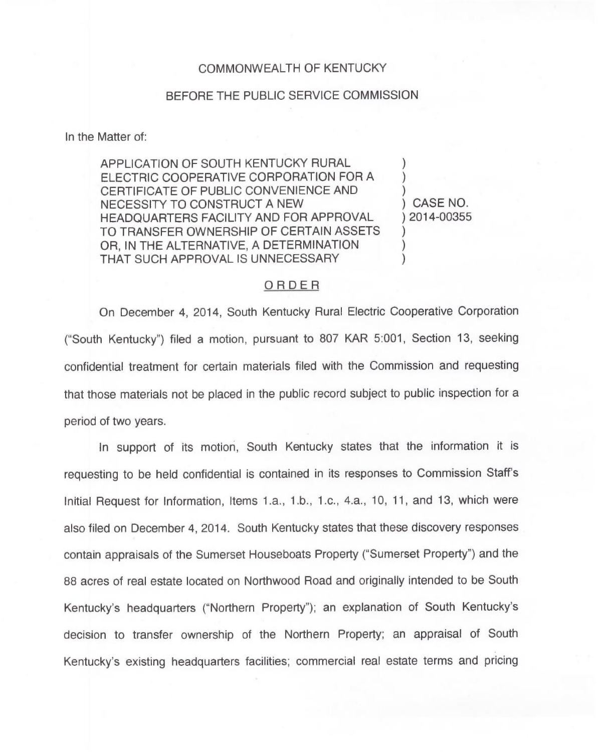COMMONWEALTH OF KENTUCKY

BEFORE THE PUBLIC SERVICE COMMISSION

In the Matter of:

| | | |
|---|---|---|
| APPLICATION OF SOUTH KENTUCKY RURAL ELECTRIC COOPERATIVE CORPORATION FOR A CERTIFICATE OF PUBLIC CONVENIENCE AND NECESSITY TO CONSTRUCT A NEW HEADQUARTERS FACILITY AND FOR APPROVAL TO TRANSFER OWNERSHIP OF CERTAIN ASSETS OR, IN THE ALTERNATIVE, A DETERMINATION THAT SUCH APPROVAL IS UNNECESSARY | ) | CASE NO. 2014-00355 |

ORDER

On December 4, 2014, South Kentucky Rural Electric Cooperative Corporation ("South Kentucky") filed a motion, pursuant to 807 KAR 5:001, Section 13, seeking confidential treatment for certain materials filed with the Commission and requesting that those materials not be placed in the public record subject to public inspection for a period of two years.

In support of its motion, South Kentucky states that the information it is requesting to be held confidential is contained in its responses to Commission Staff's Initial Request for Information, Items 1.a., 1.b., 1.c., 4.a., 10, 11, and 13, which were also filed on December 4, 2014. South Kentucky states that these discovery responses contain appraisals of the Sumerset Houseboats Property ("Sumerset Property") and the 88 acres of real estate located on Northwood Road and originally intended to be South Kentucky's headquarters ("Northern Property"); an explanation of South Kentucky's decision to transfer ownership of the Northern Property; an appraisal of South Kentucky's existing headquarters facilities; commercial real estate terms and pricing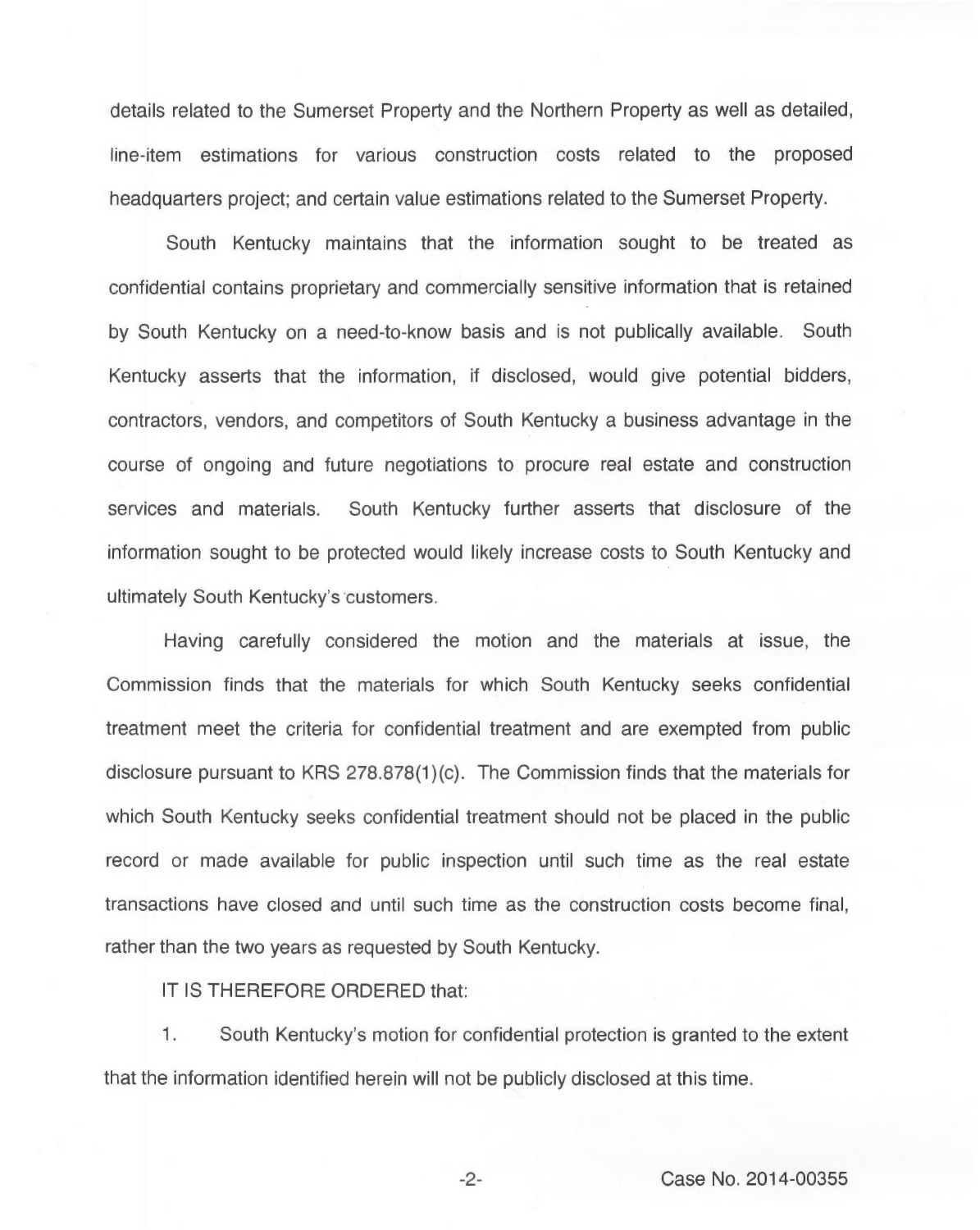details related to the Sumerset Property and the Northern Property as well as detailed, line-item estimations for various construction costs related to the proposed headquarters project; and certain value estimations related to the Sumerset Property.

South Kentucky maintains that the information sought to be treated as confidential contains proprietary and commercially sensitive information that is retained by South Kentucky on a need-to-know basis and is not publically available. South Kentucky asserts that the information, if disclosed, would give potential bidders, contractors, vendors, and competitors of South Kentucky a business advantage in the course of ongoing and future negotiations to procure real estate and construction services and materials. South Kentucky further asserts that disclosure of the information sought to be protected would likely increase costs to South Kentucky and ultimately South Kentucky's customers.

Having carefully considered the motion and the materials at issue, the Commission finds that the materials for which South Kentucky seeks confidential treatment meet the criteria for confidential treatment and are exempted from public disclosure pursuant to KRS 278.878(1)(c). The Commission finds that the materials for which South Kentucky seeks confidential treatment should not be placed in the public record or made available for public inspection until such time as the real estate transactions have closed and until such time as the construction costs become final, rather than the two years as requested by South Kentucky.

IT IS THEREFORE ORDERED that:

1. South Kentucky's motion for confidential protection is granted to the extent that the information identified herein will not be publicly disclosed at this time.

Case No. 2014-00355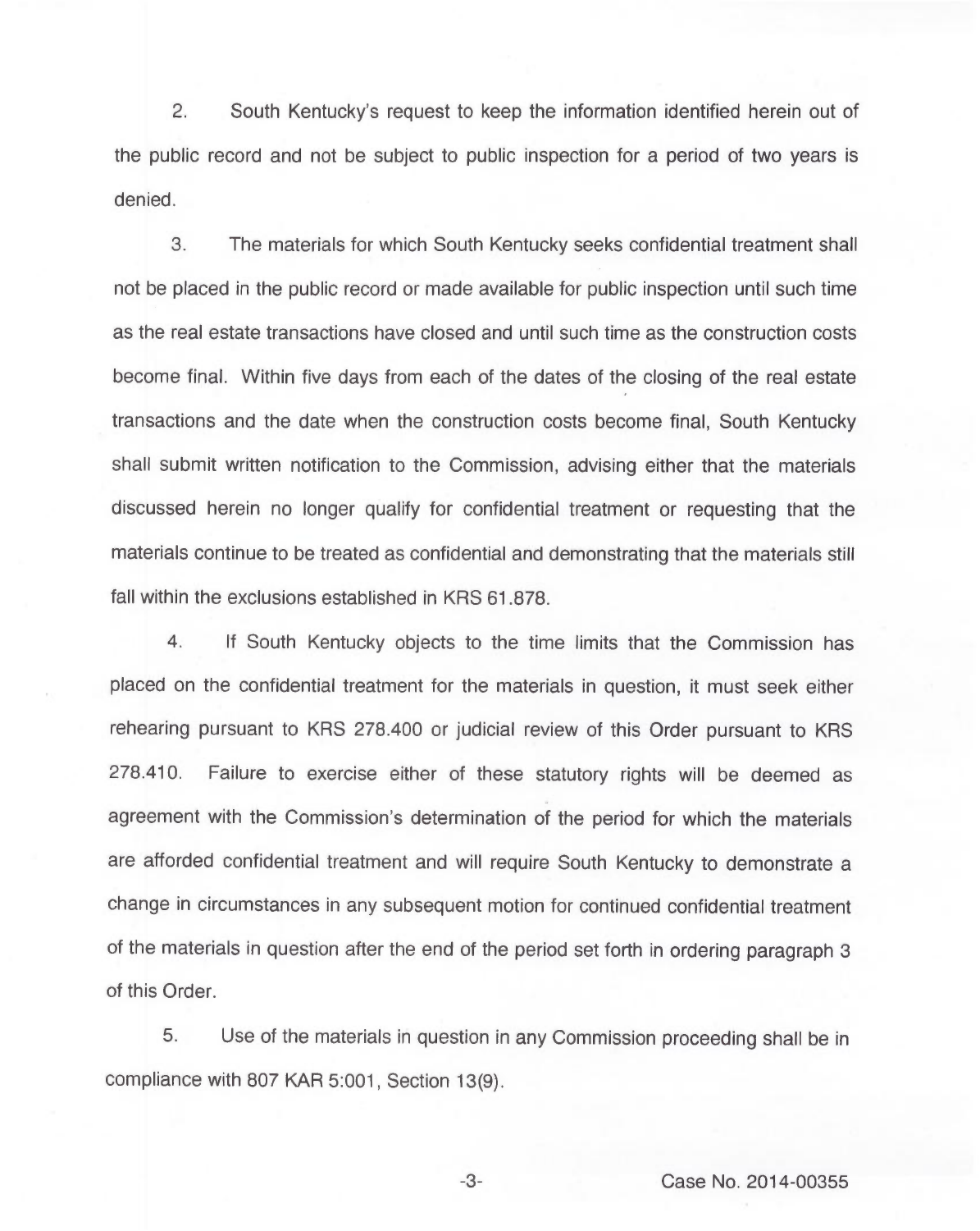2. South Kentucky's request to keep the information identified herein out of the public record and not be subject to public inspection for a period of two years is denied.

3. The materials for which South Kentucky seeks confidential treatment shall not be placed in the public record or made available for public inspection until such time as the real estate transactions have closed and until such time as the construction costs become final. Within five days from each of the dates of the closing of the real estate transactions and the date when the construction costs become final, South Kentucky shall submit written notification to the Commission, advising either that the materials discussed herein no longer qualify for confidential treatment or requesting that the materials continue to be treated as confidential and demonstrating that the materials still fall within the exclusions established in KRS 61.878.

4. If South Kentucky objects to the time limits that the Commission has placed on the confidential treatment for the materials in question, it must seek either rehearing pursuant to KRS 278.400 or judicial review of this Order pursuant to KRS 278.410. Failure to exercise either of these statutory rights will be deemed as agreement with the Commission's determination of the period for which the materials are afforded confidential treatment and will require South Kentucky to demonstrate a change in circumstances in any subsequent motion for continued confidential treatment of the materials in question after the end of the period set forth in ordering paragraph 3 of this Order.

5. Use of the materials in question in any Commission proceeding shall be in compliance with 807 KAR 5:001, Section 13(9).

Case No. 2014-00355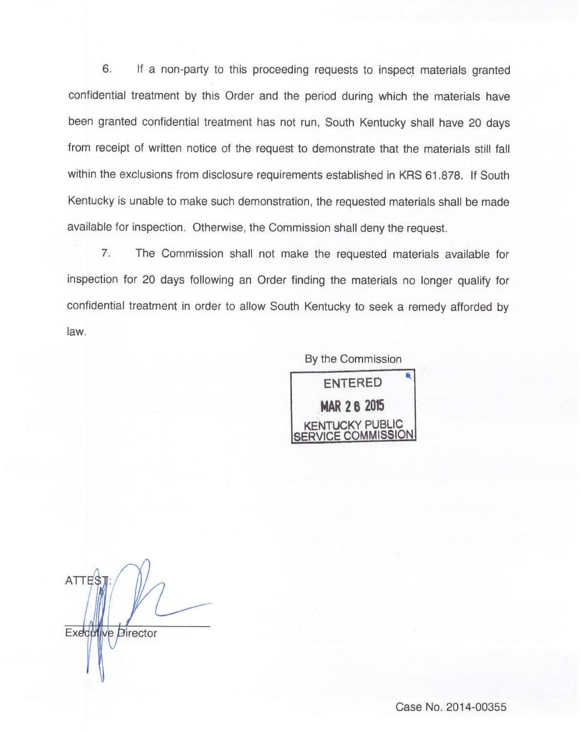6. If a non-party to this proceeding requests to inspect materials granted confidential treatment by this Order and the period during which the materials have been granted confidential treatment has not run, South Kentucky shall have 20 days from receipt of written notice of the request to demonstrate that the materials still fall within the exclusions from disclosure requirements established in KRS 61.878. If South Kentucky is unable to make such demonstration, the requested materials shall be made available for inspection. Otherwise, the Commission shall deny the request.

7. The Commission shall not make the requested materials available for inspection for 20 days following an Order finding the materials no longer qualify for confidential treatment in order to allow South Kentucky to seek a remedy afforded by law.

By the Commission

ENTERED
MAR 26 2015
KENTUCKY PUBLIC SERVICE COMMISSION

ATTEST:

Executive Director

Case No. 2014-00355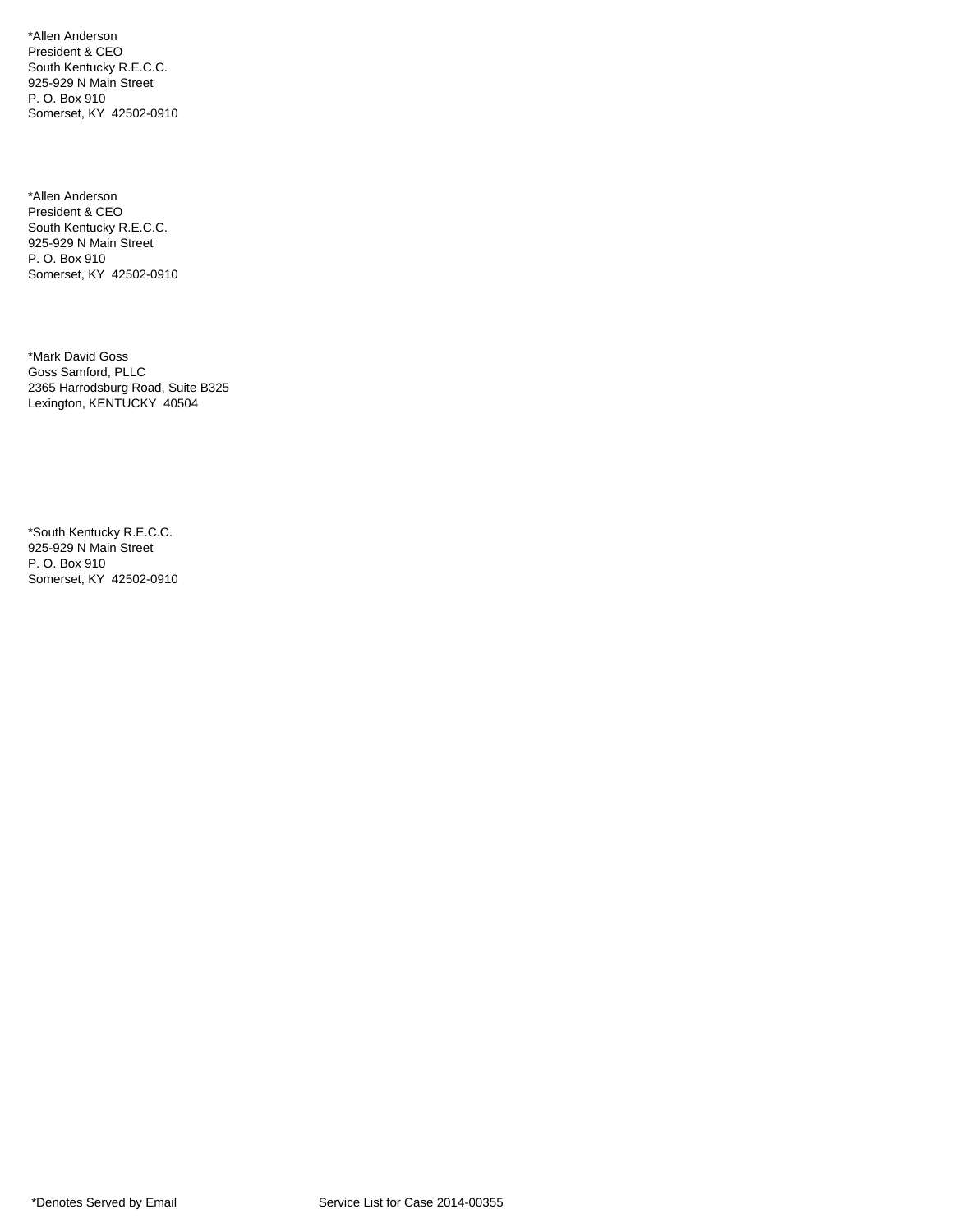*Allen Anderson
President & CEO
South Kentucky R.E.C.C.
925-929 N Main Street
P. O. Box 910
Somerset, KY  42502-0910

*Allen Anderson
President & CEO
South Kentucky R.E.C.C.
925-929 N Main Street
P. O. Box 910
Somerset, KY  42502-0910

*Mark David Goss
Goss Samford, PLLC
2365 Harrodsburg Road, Suite B325
Lexington, KENTUCKY  40504

*South Kentucky R.E.C.C.
925-929 N Main Street
P. O. Box 910
Somerset, KY  42502-0910

*Denotes Served by Email

Service List for Case 2014-00355